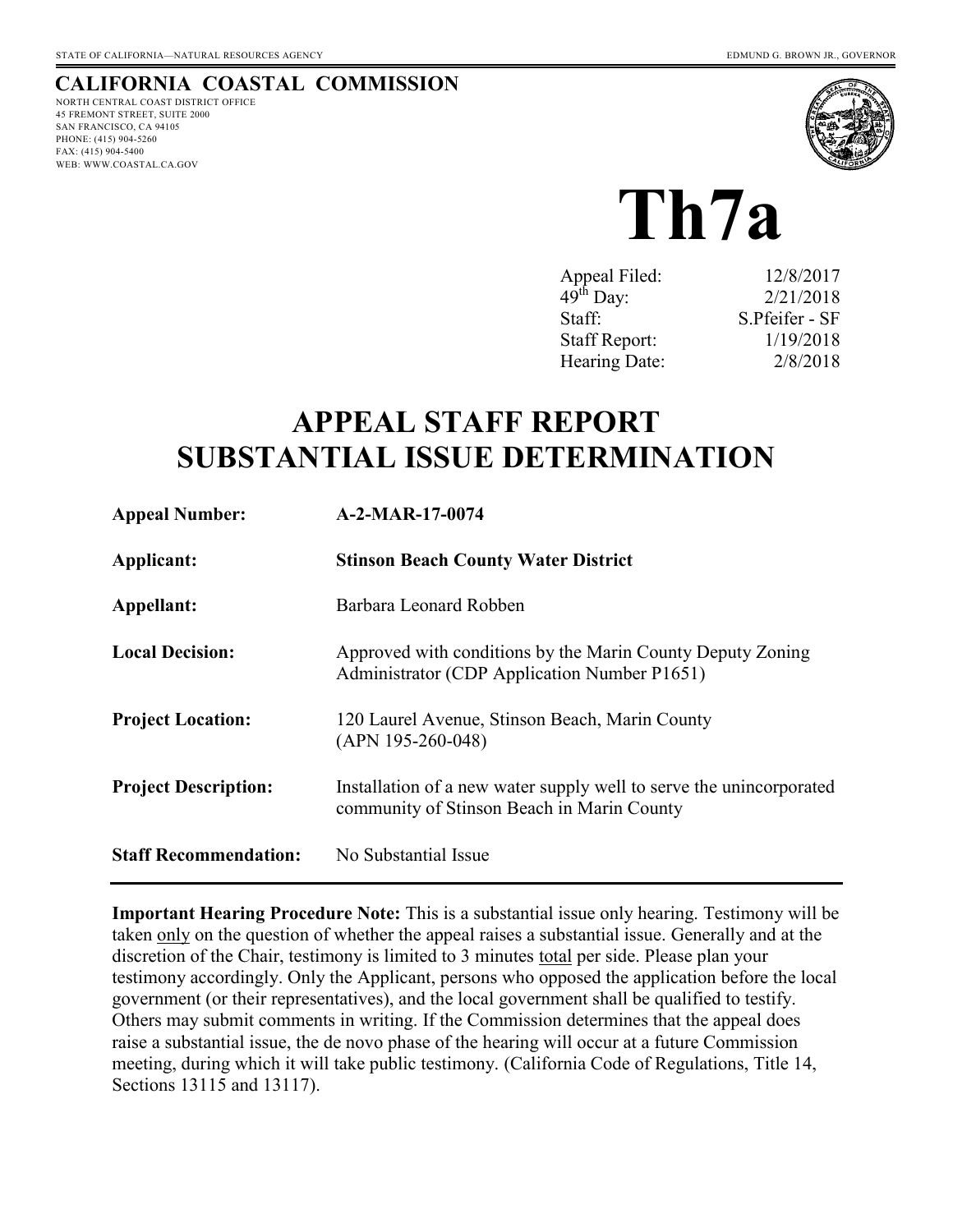STATE OF CALIFORNIA—NATURAL RESOURCES AGENCY EDMUND G. BROWN JR., GOVERNOR

**CALIFORNIA COASTAL COMMISSION**

NORTH CENTRAL COAST DISTRICT OFFICE
45 FREMONT STREET, SUITE 2000
SAN FRANCISCO, CA 94105
PHONE: (415) 904-5260
FAX: (415) 904-5400
WEB: WWW.COASTAL.CA.GOV

# Th7a

| | |
|---|---|
| Appeal Filed: | 12/8/2017 |
| 49th Day: | 2/21/2018 |
| Staff: | S.Pfeifer - SF |
| Staff Report: | 1/19/2018 |
| Hearing Date: | 2/8/2018 |

# APPEAL STAFF REPORT SUBSTANTIAL ISSUE DETERMINATION

| | |
|---|---|
| **Appeal Number:** | **A-2-MAR-17-0074** |
| **Applicant:** | **Stinson Beach County Water District** |
| **Appellant:** | Barbara Leonard Robben |
| **Local Decision:** | Approved with conditions by the Marin County Deputy Zoning Administrator (CDP Application Number P1651) |
| **Project Location:** | 120 Laurel Avenue, Stinson Beach, Marin County (APN 195-260-048) |
| **Project Description:** | Installation of a new water supply well to serve the unincorporated community of Stinson Beach in Marin County |
| **Staff Recommendation:** | No Substantial Issue |

**Important Hearing Procedure Note:** This is a substantial issue only hearing. Testimony will be taken only on the question of whether the appeal raises a substantial issue. Generally and at the discretion of the Chair, testimony is limited to 3 minutes total per side. Please plan your testimony accordingly. Only the Applicant, persons who opposed the application before the local government (or their representatives), and the local government shall be qualified to testify. Others may submit comments in writing. If the Commission determines that the appeal does raise a substantial issue, the de novo phase of the hearing will occur at a future Commission meeting, during which it will take public testimony. (California Code of Regulations, Title 14, Sections 13115 and 13117).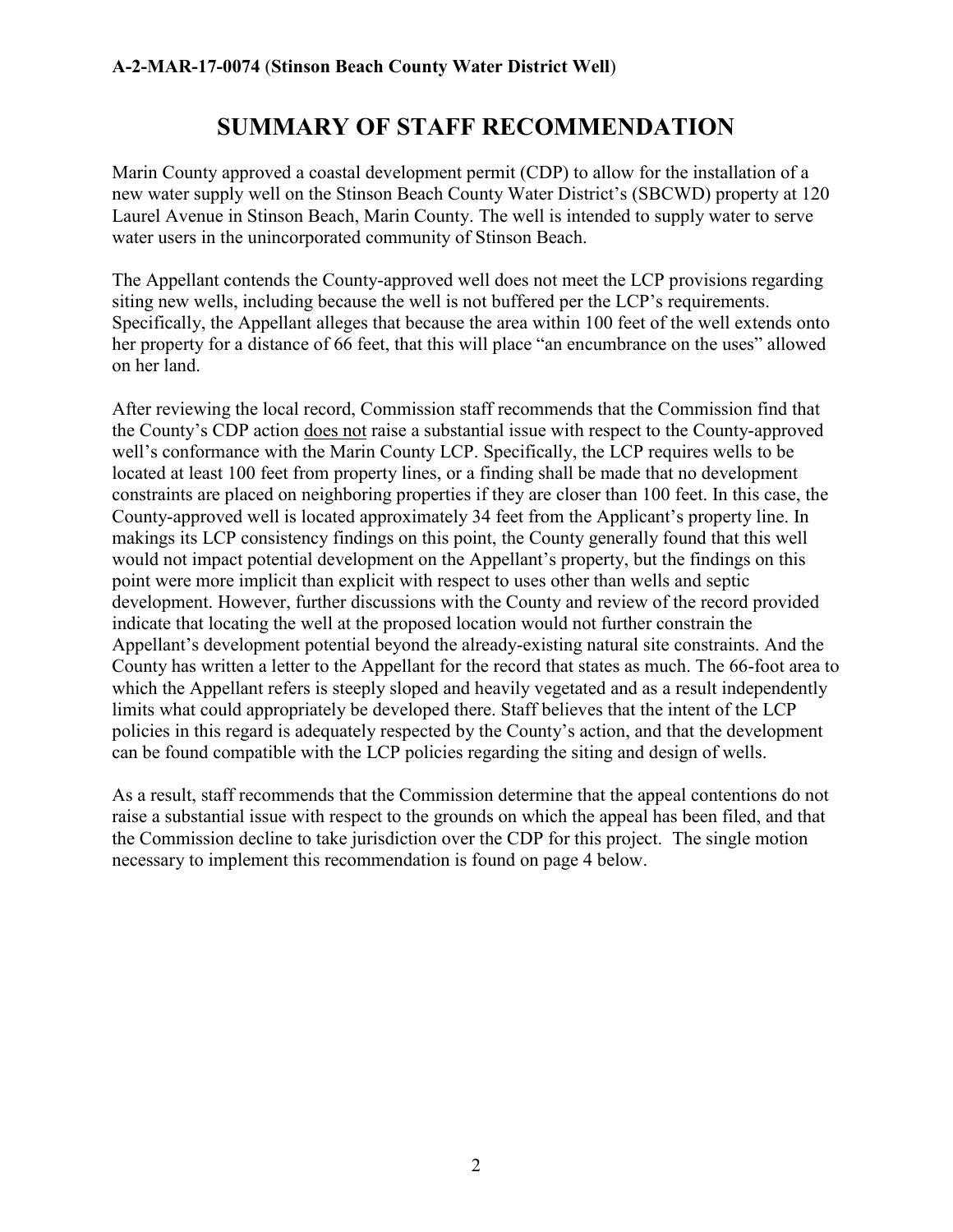# SUMMARY OF STAFF RECOMMENDATION

Marin County approved a coastal development permit (CDP) to allow for the installation of a new water supply well on the Stinson Beach County Water District's (SBCWD) property at 120 Laurel Avenue in Stinson Beach, Marin County. The well is intended to supply water to serve water users in the unincorporated community of Stinson Beach.

The Appellant contends the County-approved well does not meet the LCP provisions regarding siting new wells, including because the well is not buffered per the LCP's requirements. Specifically, the Appellant alleges that because the area within 100 feet of the well extends onto her property for a distance of 66 feet, that this will place "an encumbrance on the uses" allowed on her land.

After reviewing the local record, Commission staff recommends that the Commission find that the County's CDP action <u>does not</u> raise a substantial issue with respect to the County-approved well's conformance with the Marin County LCP. Specifically, the LCP requires wells to be located at least 100 feet from property lines, or a finding shall be made that no development constraints are placed on neighboring properties if they are closer than 100 feet. In this case, the County-approved well is located approximately 34 feet from the Applicant's property line. In makings its LCP consistency findings on this point, the County generally found that this well would not impact potential development on the Appellant's property, but the findings on this point were more implicit than explicit with respect to uses other than wells and septic development. However, further discussions with the County and review of the record provided indicate that locating the well at the proposed location would not further constrain the Appellant's development potential beyond the already-existing natural site constraints. And the County has written a letter to the Appellant for the record that states as much. The 66-foot area to which the Appellant refers is steeply sloped and heavily vegetated and as a result independently limits what could appropriately be developed there. Staff believes that the intent of the LCP policies in this regard is adequately respected by the County's action, and that the development can be found compatible with the LCP policies regarding the siting and design of wells.

As a result, staff recommends that the Commission determine that the appeal contentions do not raise a substantial issue with respect to the grounds on which the appeal has been filed, and that the Commission decline to take jurisdiction over the CDP for this project. The single motion necessary to implement this recommendation is found on page 4 below.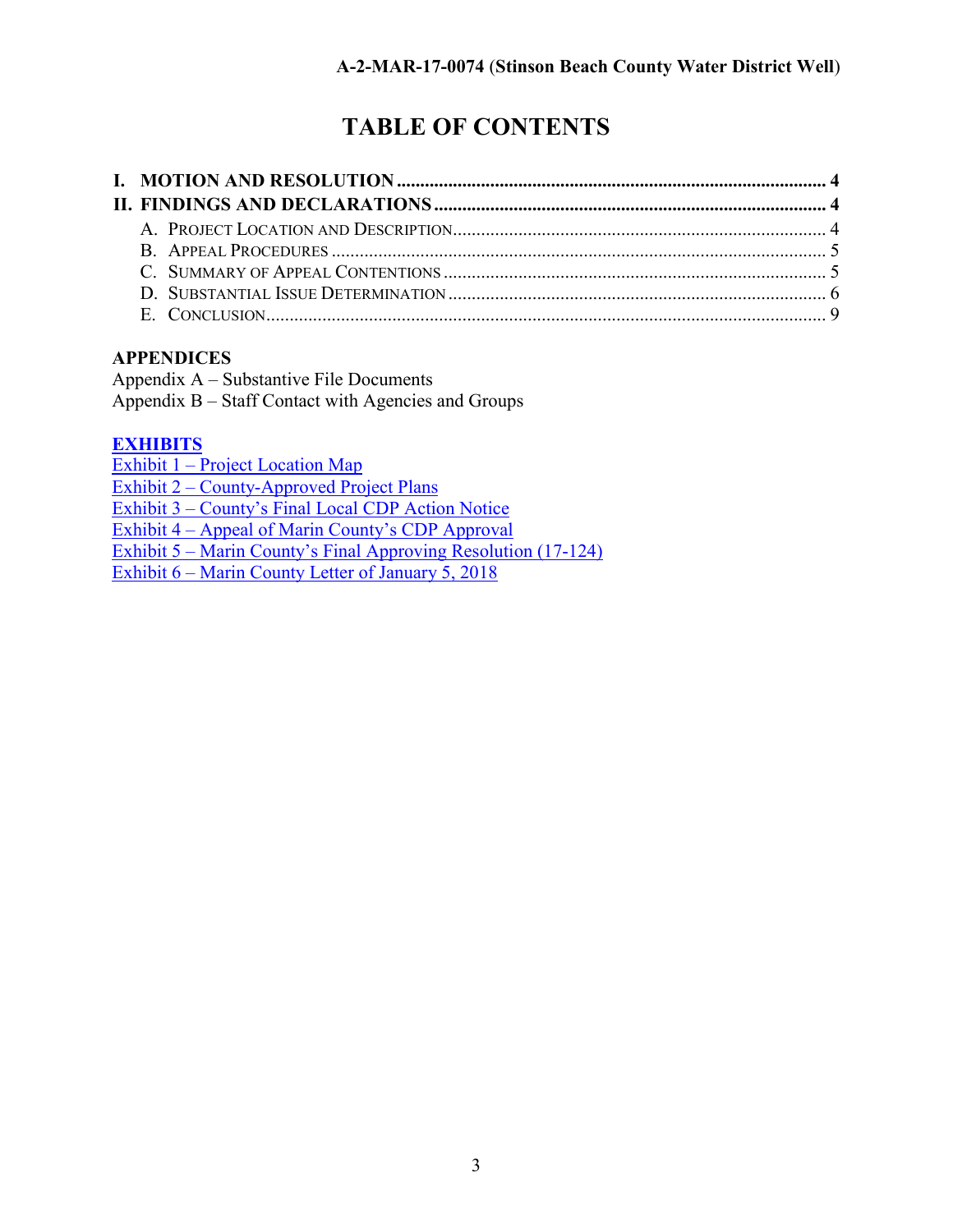# TABLE OF CONTENTS

**I. MOTION AND RESOLUTION** .......... **4**
**II. FINDINGS AND DECLARATIONS** .......... **4**
- A. PROJECT LOCATION AND DESCRIPTION .......... 4
- B. APPEAL PROCEDURES .......... 5
- C. SUMMARY OF APPEAL CONTENTIONS .......... 5
- D. SUBSTANTIAL ISSUE DETERMINATION .......... 6
- E. CONCLUSION .......... 9

**APPENDICES**

Appendix A – Substantive File Documents
Appendix B – Staff Contact with Agencies and Groups

**EXHIBITS**

Exhibit 1 – Project Location Map
Exhibit 2 – County-Approved Project Plans
Exhibit 3 – County's Final Local CDP Action Notice
Exhibit 4 – Appeal of Marin County's CDP Approval
Exhibit 5 – Marin County's Final Approving Resolution (17-124)
Exhibit 6 – Marin County Letter of January 5, 2018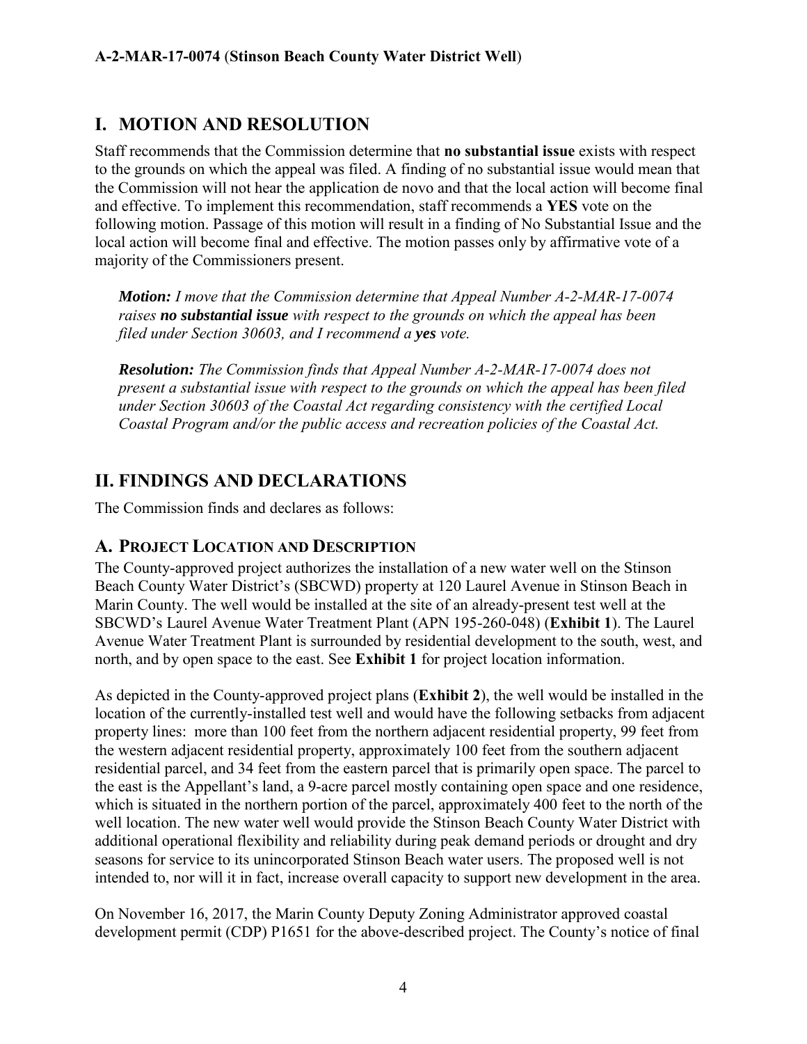## I. MOTION AND RESOLUTION

Staff recommends that the Commission determine that **no substantial issue** exists with respect to the grounds on which the appeal was filed. A finding of no substantial issue would mean that the Commission will not hear the application de novo and that the local action will become final and effective. To implement this recommendation, staff recommends a **YES** vote on the following motion. Passage of this motion will result in a finding of No Substantial Issue and the local action will become final and effective. The motion passes only by affirmative vote of a majority of the Commissioners present.

> ***Motion:*** *I move that the Commission determine that Appeal Number A-2-MAR-17-0074 raises **no substantial issue** with respect to the grounds on which the appeal has been filed under Section 30603, and I recommend a **yes** vote.*
>
> ***Resolution:*** *The Commission finds that Appeal Number A-2-MAR-17-0074 does not present a substantial issue with respect to the grounds on which the appeal has been filed under Section 30603 of the Coastal Act regarding consistency with the certified Local Coastal Program and/or the public access and recreation policies of the Coastal Act.*

## II. FINDINGS AND DECLARATIONS

The Commission finds and declares as follows:

### A. PROJECT LOCATION AND DESCRIPTION

The County-approved project authorizes the installation of a new water well on the Stinson Beach County Water District's (SBCWD) property at 120 Laurel Avenue in Stinson Beach in Marin County. The well would be installed at the site of an already-present test well at the SBCWD's Laurel Avenue Water Treatment Plant (APN 195-260-048) (**Exhibit 1**). The Laurel Avenue Water Treatment Plant is surrounded by residential development to the south, west, and north, and by open space to the east. See **Exhibit 1** for project location information.

As depicted in the County-approved project plans (**Exhibit 2**), the well would be installed in the location of the currently-installed test well and would have the following setbacks from adjacent property lines: more than 100 feet from the northern adjacent residential property, 99 feet from the western adjacent residential property, approximately 100 feet from the southern adjacent residential parcel, and 34 feet from the eastern parcel that is primarily open space. The parcel to the east is the Appellant's land, a 9-acre parcel mostly containing open space and one residence, which is situated in the northern portion of the parcel, approximately 400 feet to the north of the well location. The new water well would provide the Stinson Beach County Water District with additional operational flexibility and reliability during peak demand periods or drought and dry seasons for service to its unincorporated Stinson Beach water users. The proposed well is not intended to, nor will it in fact, increase overall capacity to support new development in the area.

On November 16, 2017, the Marin County Deputy Zoning Administrator approved coastal development permit (CDP) P1651 for the above-described project. The County's notice of final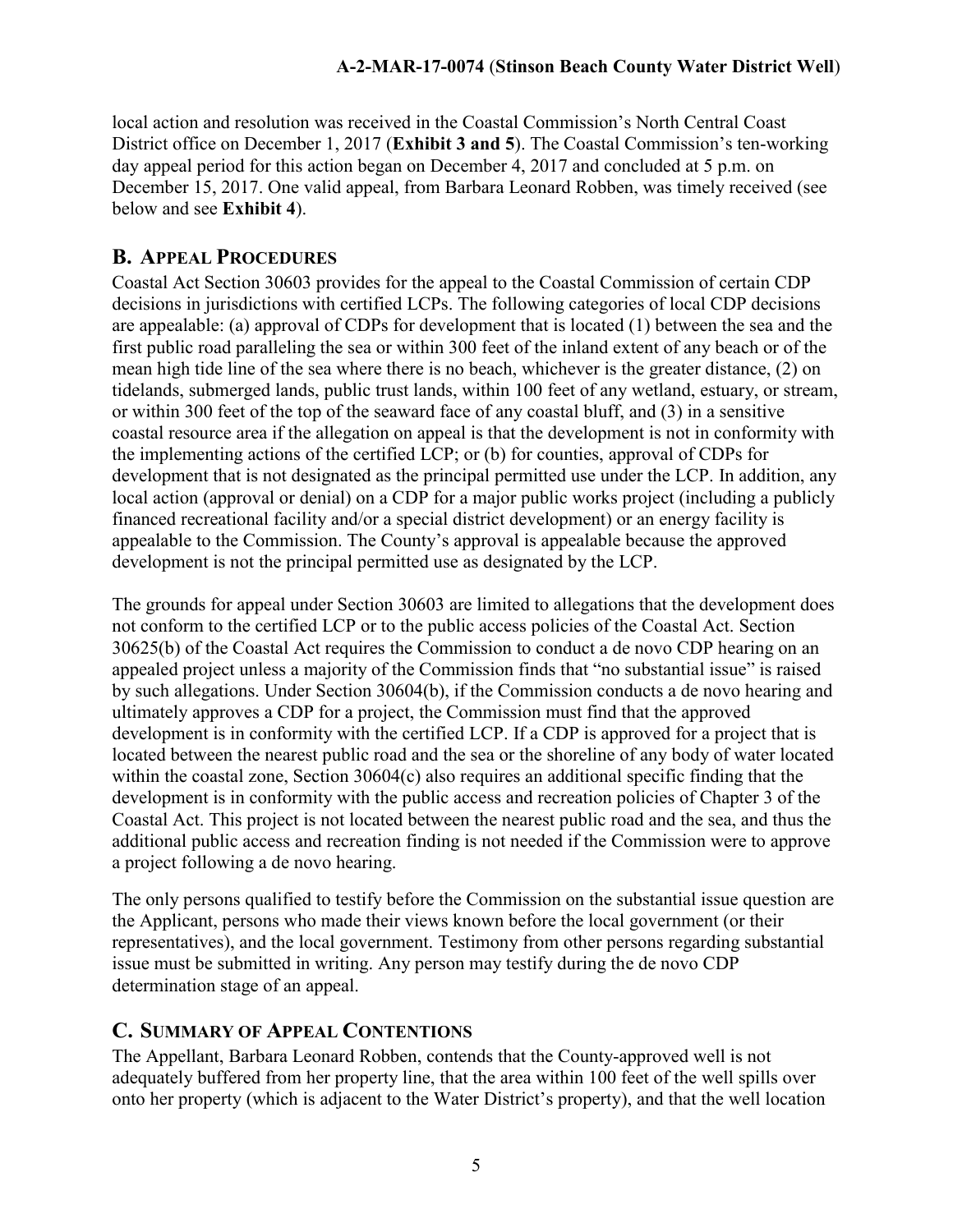local action and resolution was received in the Coastal Commission's North Central Coast District office on December 1, 2017 (**Exhibit 3 and 5**). The Coastal Commission's ten-working day appeal period for this action began on December 4, 2017 and concluded at 5 p.m. on December 15, 2017. One valid appeal, from Barbara Leonard Robben, was timely received (see below and see **Exhibit 4**).

## B. APPEAL PROCEDURES

Coastal Act Section 30603 provides for the appeal to the Coastal Commission of certain CDP decisions in jurisdictions with certified LCPs. The following categories of local CDP decisions are appealable: (a) approval of CDPs for development that is located (1) between the sea and the first public road paralleling the sea or within 300 feet of the inland extent of any beach or of the mean high tide line of the sea where there is no beach, whichever is the greater distance, (2) on tidelands, submerged lands, public trust lands, within 100 feet of any wetland, estuary, or stream, or within 300 feet of the top of the seaward face of any coastal bluff, and (3) in a sensitive coastal resource area if the allegation on appeal is that the development is not in conformity with the implementing actions of the certified LCP; or (b) for counties, approval of CDPs for development that is not designated as the principal permitted use under the LCP. In addition, any local action (approval or denial) on a CDP for a major public works project (including a publicly financed recreational facility and/or a special district development) or an energy facility is appealable to the Commission. The County's approval is appealable because the approved development is not the principal permitted use as designated by the LCP.

The grounds for appeal under Section 30603 are limited to allegations that the development does not conform to the certified LCP or to the public access policies of the Coastal Act. Section 30625(b) of the Coastal Act requires the Commission to conduct a de novo CDP hearing on an appealed project unless a majority of the Commission finds that "no substantial issue" is raised by such allegations. Under Section 30604(b), if the Commission conducts a de novo hearing and ultimately approves a CDP for a project, the Commission must find that the approved development is in conformity with the certified LCP. If a CDP is approved for a project that is located between the nearest public road and the sea or the shoreline of any body of water located within the coastal zone, Section 30604(c) also requires an additional specific finding that the development is in conformity with the public access and recreation policies of Chapter 3 of the Coastal Act. This project is not located between the nearest public road and the sea, and thus the additional public access and recreation finding is not needed if the Commission were to approve a project following a de novo hearing.

The only persons qualified to testify before the Commission on the substantial issue question are the Applicant, persons who made their views known before the local government (or their representatives), and the local government. Testimony from other persons regarding substantial issue must be submitted in writing. Any person may testify during the de novo CDP determination stage of an appeal.

## C. SUMMARY OF APPEAL CONTENTIONS

The Appellant, Barbara Leonard Robben, contends that the County-approved well is not adequately buffered from her property line, that the area within 100 feet of the well spills over onto her property (which is adjacent to the Water District's property), and that the well location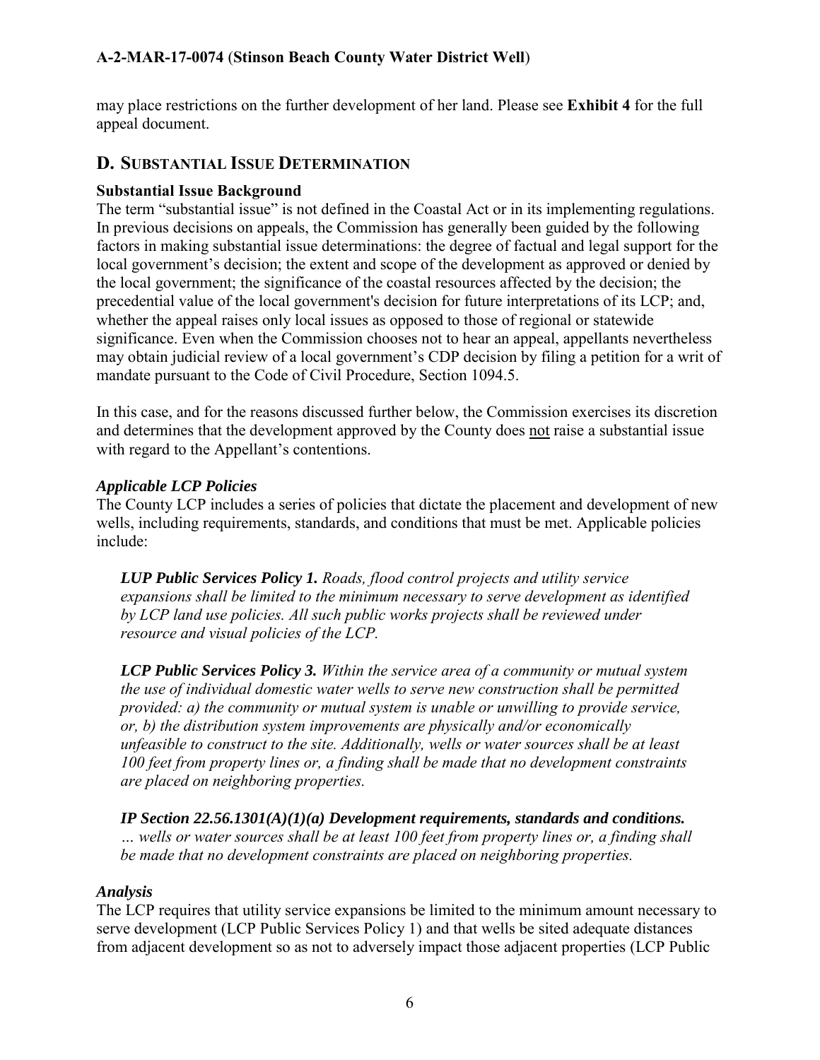may place restrictions on the further development of her land. Please see **Exhibit 4** for the full appeal document.

## D. SUBSTANTIAL ISSUE DETERMINATION

**Substantial Issue Background**

The term "substantial issue" is not defined in the Coastal Act or in its implementing regulations. In previous decisions on appeals, the Commission has generally been guided by the following factors in making substantial issue determinations: the degree of factual and legal support for the local government's decision; the extent and scope of the development as approved or denied by the local government; the significance of the coastal resources affected by the decision; the precedential value of the local government's decision for future interpretations of its LCP; and, whether the appeal raises only local issues as opposed to those of regional or statewide significance. Even when the Commission chooses not to hear an appeal, appellants nevertheless may obtain judicial review of a local government's CDP decision by filing a petition for a writ of mandate pursuant to the Code of Civil Procedure, Section 1094.5.

In this case, and for the reasons discussed further below, the Commission exercises its discretion and determines that the development approved by the County does not raise a substantial issue with regard to the Appellant's contentions.

***Applicable LCP Policies***

The County LCP includes a series of policies that dictate the placement and development of new wells, including requirements, standards, and conditions that must be met. Applicable policies include:

> ***LUP Public Services Policy 1.*** *Roads, flood control projects and utility service expansions shall be limited to the minimum necessary to serve development as identified by LCP land use policies. All such public works projects shall be reviewed under resource and visual policies of the LCP.*
>
> ***LCP Public Services Policy 3.*** *Within the service area of a community or mutual system the use of individual domestic water wells to serve new construction shall be permitted provided: a) the community or mutual system is unable or unwilling to provide service, or, b) the distribution system improvements are physically and/or economically unfeasible to construct to the site. Additionally, wells or water sources shall be at least 100 feet from property lines or, a finding shall be made that no development constraints are placed on neighboring properties.*
>
> ***IP Section 22.56.1301(A)(1)(a) Development requirements, standards and conditions.*** *… wells or water sources shall be at least 100 feet from property lines or, a finding shall be made that no development constraints are placed on neighboring properties.*

***Analysis***

The LCP requires that utility service expansions be limited to the minimum amount necessary to serve development (LCP Public Services Policy 1) and that wells be sited adequate distances from adjacent development so as not to adversely impact those adjacent properties (LCP Public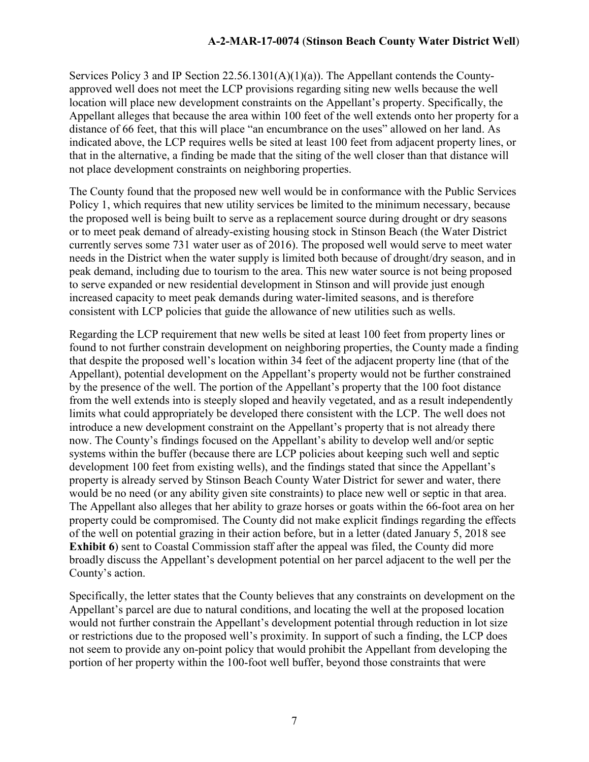Services Policy 3 and IP Section 22.56.1301(A)(1)(a)). The Appellant contends the County-approved well does not meet the LCP provisions regarding siting new wells because the well location will place new development constraints on the Appellant's property. Specifically, the Appellant alleges that because the area within 100 feet of the well extends onto her property for a distance of 66 feet, that this will place "an encumbrance on the uses" allowed on her land. As indicated above, the LCP requires wells be sited at least 100 feet from adjacent property lines, or that in the alternative, a finding be made that the siting of the well closer than that distance will not place development constraints on neighboring properties.

The County found that the proposed new well would be in conformance with the Public Services Policy 1, which requires that new utility services be limited to the minimum necessary, because the proposed well is being built to serve as a replacement source during drought or dry seasons or to meet peak demand of already-existing housing stock in Stinson Beach (the Water District currently serves some 731 water user as of 2016). The proposed well would serve to meet water needs in the District when the water supply is limited both because of drought/dry season, and in peak demand, including due to tourism to the area. This new water source is not being proposed to serve expanded or new residential development in Stinson and will provide just enough increased capacity to meet peak demands during water-limited seasons, and is therefore consistent with LCP policies that guide the allowance of new utilities such as wells.

Regarding the LCP requirement that new wells be sited at least 100 feet from property lines or found to not further constrain development on neighboring properties, the County made a finding that despite the proposed well's location within 34 feet of the adjacent property line (that of the Appellant), potential development on the Appellant's property would not be further constrained by the presence of the well. The portion of the Appellant's property that the 100 foot distance from the well extends into is steeply sloped and heavily vegetated, and as a result independently limits what could appropriately be developed there consistent with the LCP. The well does not introduce a new development constraint on the Appellant's property that is not already there now. The County's findings focused on the Appellant's ability to develop well and/or septic systems within the buffer (because there are LCP policies about keeping such well and septic development 100 feet from existing wells), and the findings stated that since the Appellant's property is already served by Stinson Beach County Water District for sewer and water, there would be no need (or any ability given site constraints) to place new well or septic in that area. The Appellant also alleges that her ability to graze horses or goats within the 66-foot area on her property could be compromised. The County did not make explicit findings regarding the effects of the well on potential grazing in their action before, but in a letter (dated January 5, 2018 see **Exhibit 6**) sent to Coastal Commission staff after the appeal was filed, the County did more broadly discuss the Appellant's development potential on her parcel adjacent to the well per the County's action.

Specifically, the letter states that the County believes that any constraints on development on the Appellant's parcel are due to natural conditions, and locating the well at the proposed location would not further constrain the Appellant's development potential through reduction in lot size or restrictions due to the proposed well's proximity. In support of such a finding, the LCP does not seem to provide any on-point policy that would prohibit the Appellant from developing the portion of her property within the 100-foot well buffer, beyond those constraints that were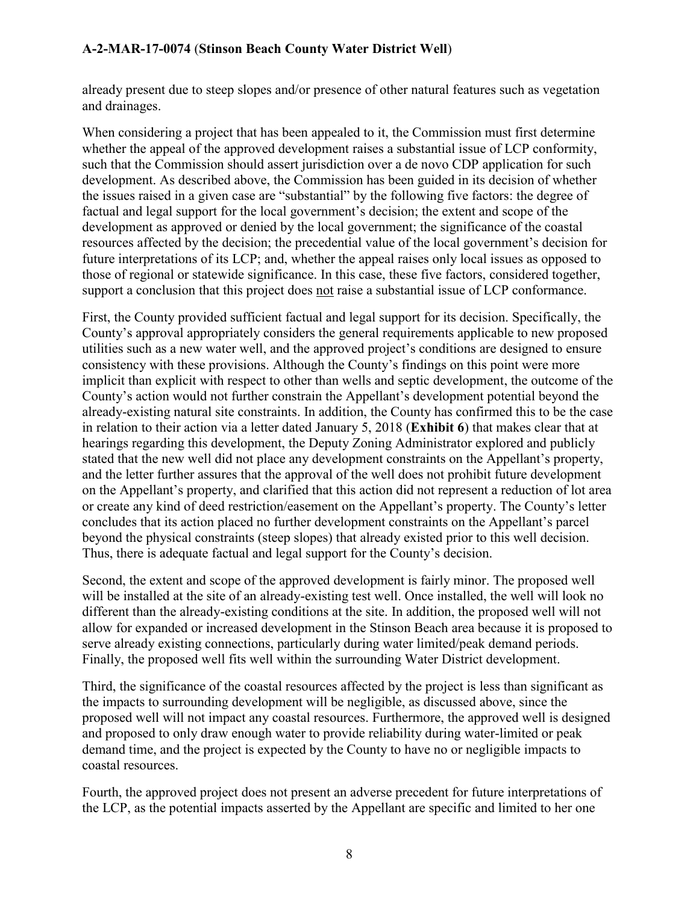already present due to steep slopes and/or presence of other natural features such as vegetation and drainages.

When considering a project that has been appealed to it, the Commission must first determine whether the appeal of the approved development raises a substantial issue of LCP conformity, such that the Commission should assert jurisdiction over a de novo CDP application for such development. As described above, the Commission has been guided in its decision of whether the issues raised in a given case are "substantial" by the following five factors: the degree of factual and legal support for the local government's decision; the extent and scope of the development as approved or denied by the local government; the significance of the coastal resources affected by the decision; the precedential value of the local government's decision for future interpretations of its LCP; and, whether the appeal raises only local issues as opposed to those of regional or statewide significance. In this case, these five factors, considered together, support a conclusion that this project does not raise a substantial issue of LCP conformance.

First, the County provided sufficient factual and legal support for its decision. Specifically, the County's approval appropriately considers the general requirements applicable to new proposed utilities such as a new water well, and the approved project's conditions are designed to ensure consistency with these provisions. Although the County's findings on this point were more implicit than explicit with respect to other than wells and septic development, the outcome of the County's action would not further constrain the Appellant's development potential beyond the already-existing natural site constraints. In addition, the County has confirmed this to be the case in relation to their action via a letter dated January 5, 2018 (**Exhibit 6**) that makes clear that at hearings regarding this development, the Deputy Zoning Administrator explored and publicly stated that the new well did not place any development constraints on the Appellant's property, and the letter further assures that the approval of the well does not prohibit future development on the Appellant's property, and clarified that this action did not represent a reduction of lot area or create any kind of deed restriction/easement on the Appellant's property. The County's letter concludes that its action placed no further development constraints on the Appellant's parcel beyond the physical constraints (steep slopes) that already existed prior to this well decision. Thus, there is adequate factual and legal support for the County's decision.

Second, the extent and scope of the approved development is fairly minor. The proposed well will be installed at the site of an already-existing test well. Once installed, the well will look no different than the already-existing conditions at the site. In addition, the proposed well will not allow for expanded or increased development in the Stinson Beach area because it is proposed to serve already existing connections, particularly during water limited/peak demand periods. Finally, the proposed well fits well within the surrounding Water District development.

Third, the significance of the coastal resources affected by the project is less than significant as the impacts to surrounding development will be negligible, as discussed above, since the proposed well will not impact any coastal resources. Furthermore, the approved well is designed and proposed to only draw enough water to provide reliability during water-limited or peak demand time, and the project is expected by the County to have no or negligible impacts to coastal resources.

Fourth, the approved project does not present an adverse precedent for future interpretations of the LCP, as the potential impacts asserted by the Appellant are specific and limited to her one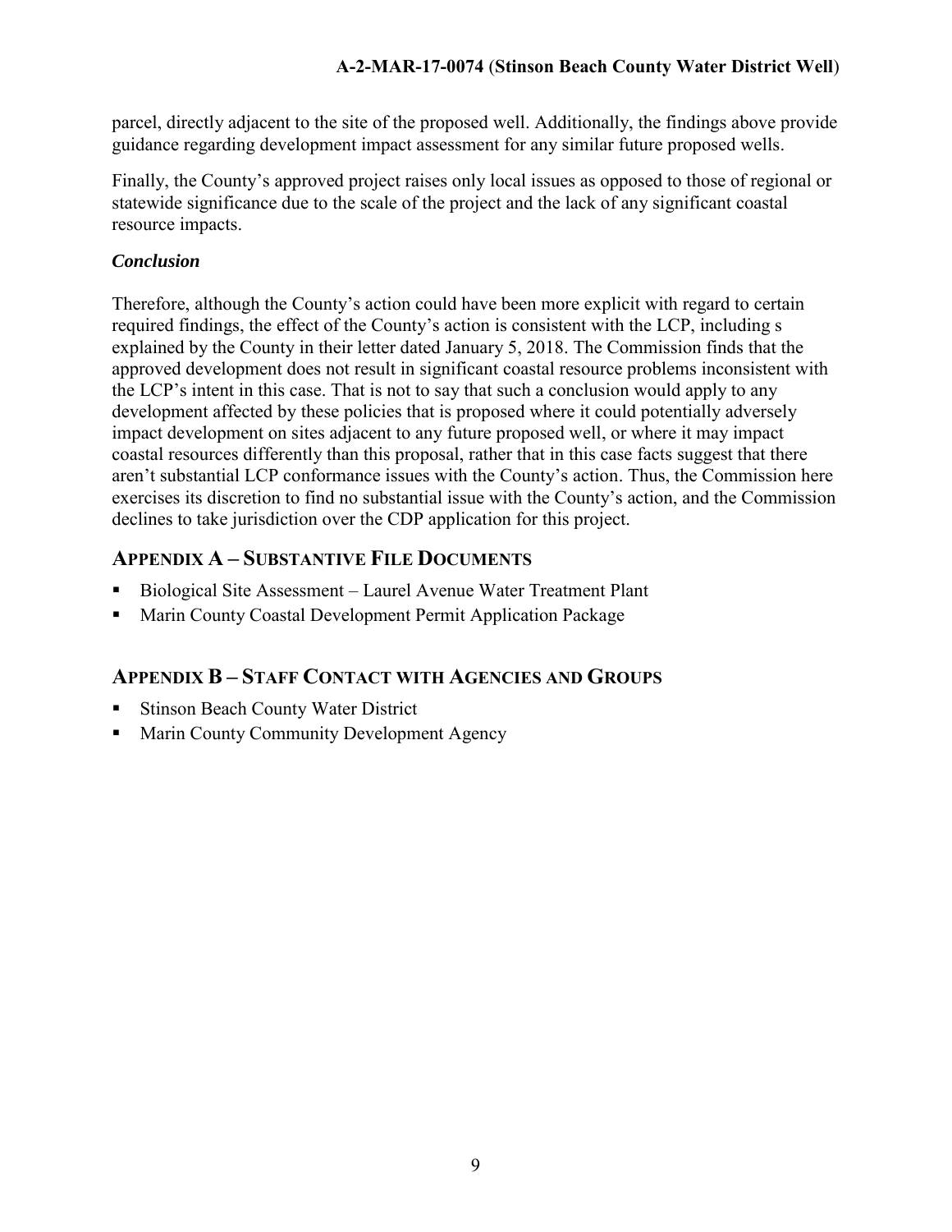parcel, directly adjacent to the site of the proposed well. Additionally, the findings above provide guidance regarding development impact assessment for any similar future proposed wells.

Finally, the County's approved project raises only local issues as opposed to those of regional or statewide significance due to the scale of the project and the lack of any significant coastal resource impacts.

### *Conclusion*

Therefore, although the County's action could have been more explicit with regard to certain required findings, the effect of the County's action is consistent with the LCP, including s explained by the County in their letter dated January 5, 2018. The Commission finds that the approved development does not result in significant coastal resource problems inconsistent with the LCP's intent in this case. That is not to say that such a conclusion would apply to any development affected by these policies that is proposed where it could potentially adversely impact development on sites adjacent to any future proposed well, or where it may impact coastal resources differently than this proposal, rather that in this case facts suggest that there aren't substantial LCP conformance issues with the County's action. Thus, the Commission here exercises its discretion to find no substantial issue with the County's action, and the Commission declines to take jurisdiction over the CDP application for this project.

## APPENDIX A – SUBSTANTIVE FILE DOCUMENTS

- Biological Site Assessment – Laurel Avenue Water Treatment Plant
- Marin County Coastal Development Permit Application Package

## APPENDIX B – STAFF CONTACT WITH AGENCIES AND GROUPS

- Stinson Beach County Water District
- Marin County Community Development Agency